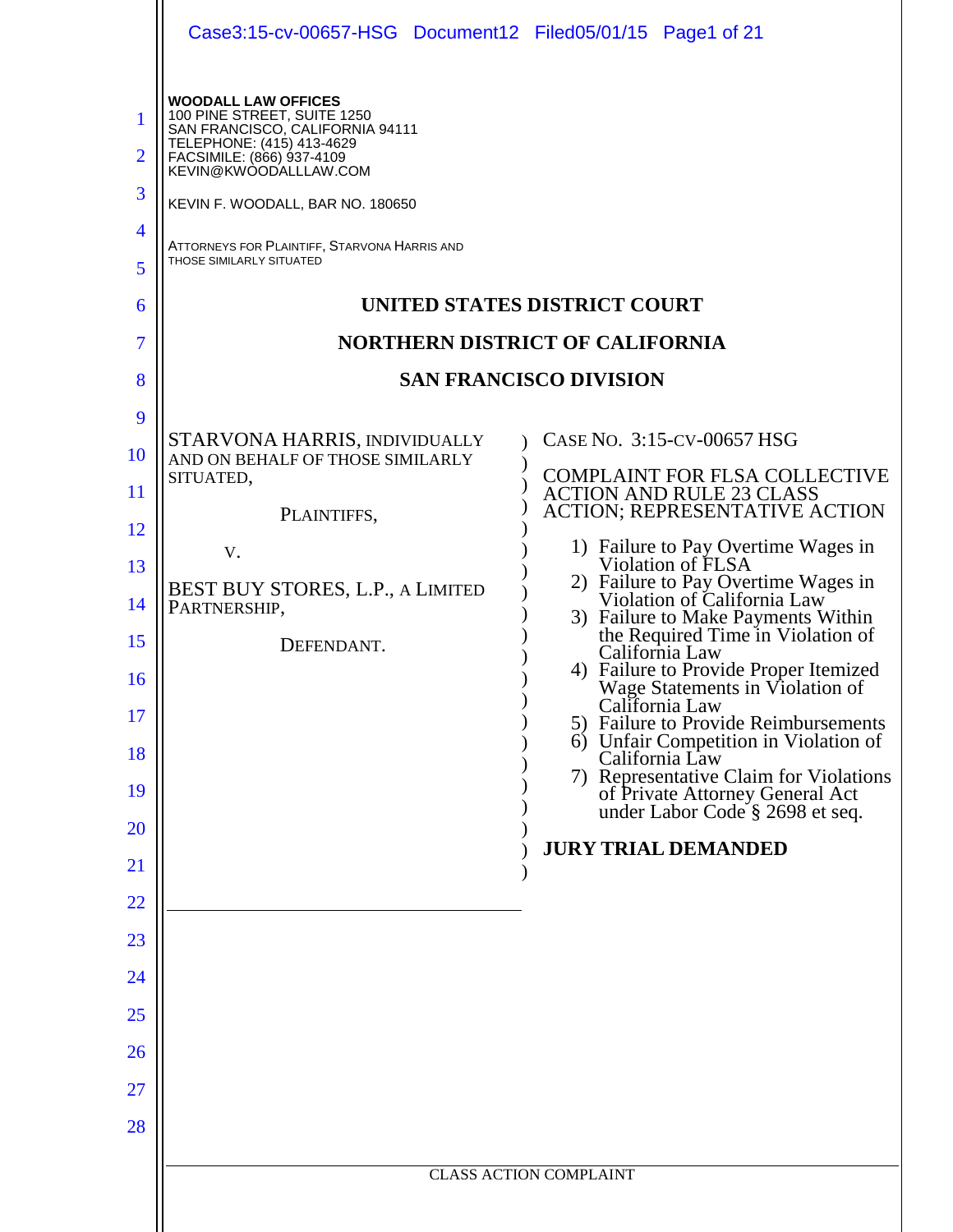**WOODALL LAW OFFICES**
100 PINE STREET, SUITE 1250
SAN FRANCISCO, CALIFORNIA 94111
TELEPHONE: (415) 413-4629
FACSIMILE: (866) 937-4109
KEVIN@KWOODALLLAW.COM

KEVIN F. WOODALL, BAR NO. 180650

ATTORNEYS FOR PLAINTIFF, STARVONA HARRIS AND THOSE SIMILARLY SITUATED

**UNITED STATES DISTRICT COURT**

**NORTHERN DISTRICT OF CALIFORNIA**

**SAN FRANCISCO DIVISION**

STARVONA HARRIS, INDIVIDUALLY AND ON BEHALF OF THOSE SIMILARLY SITUATED,

PLAINTIFFS,

v.

BEST BUY STORES, L.P., A LIMITED PARTNERSHIP,

DEFENDANT.

CASE NO. 3:15-CV-00657 HSG

COMPLAINT FOR FLSA COLLECTIVE ACTION AND RULE 23 CLASS ACTION; REPRESENTATIVE ACTION

1) Failure to Pay Overtime Wages in Violation of FLSA
2) Failure to Pay Overtime Wages in Violation of California Law
3) Failure to Make Payments Within the Required Time in Violation of California Law
4) Failure to Provide Proper Itemized Wage Statements in Violation of California Law
5) Failure to Provide Reimbursements
6) Unfair Competition in Violation of California Law
7) Representative Claim for Violations of Private Attorney General Act under Labor Code § 2698 et seq.

**JURY TRIAL DEMANDED**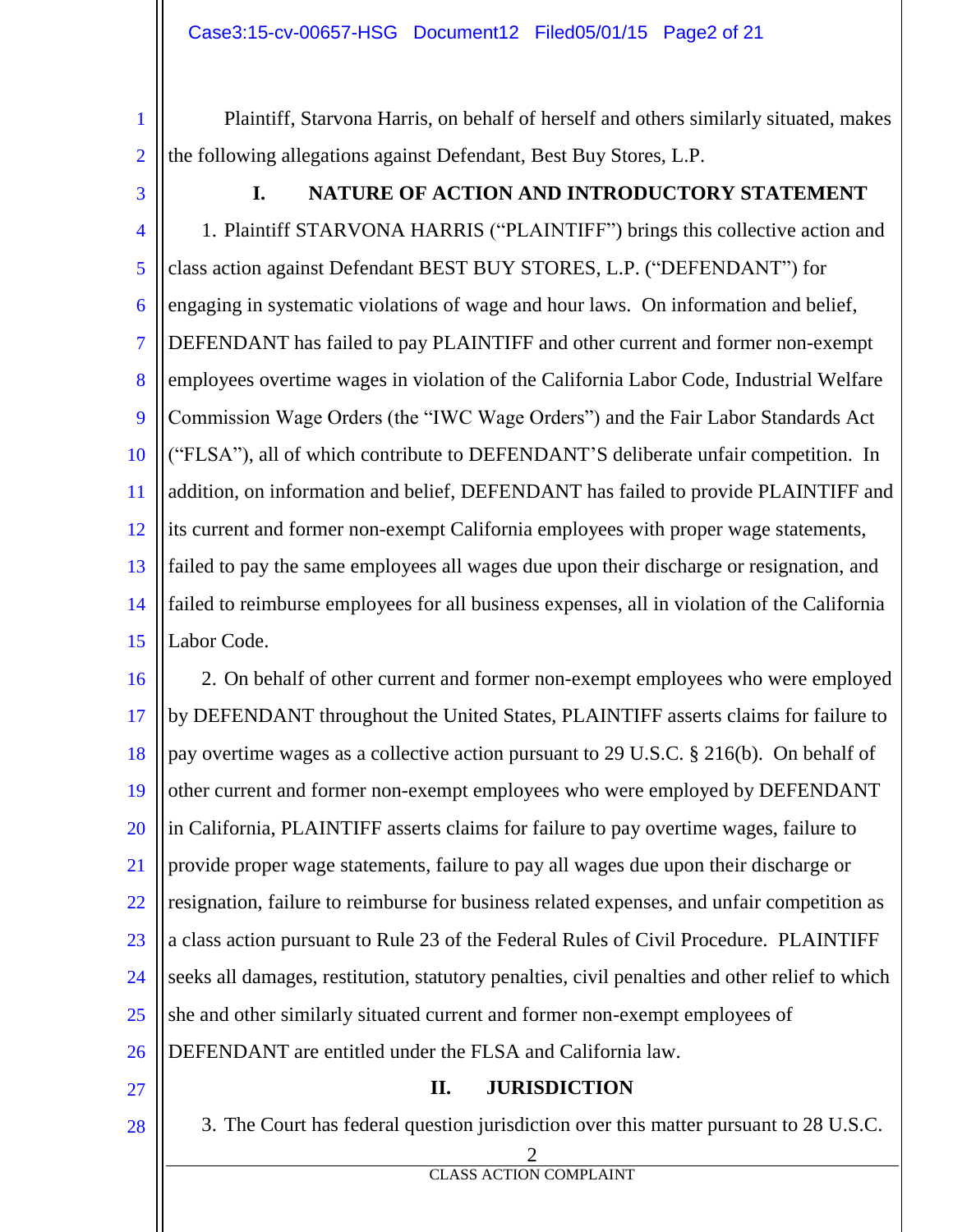Plaintiff, Starvona Harris, on behalf of herself and others similarly situated, makes the following allegations against Defendant, Best Buy Stores, L.P.

## I. NATURE OF ACTION AND INTRODUCTORY STATEMENT

1. Plaintiff STARVONA HARRIS ("PLAINTIFF") brings this collective action and class action against Defendant BEST BUY STORES, L.P. ("DEFENDANT") for engaging in systematic violations of wage and hour laws. On information and belief, DEFENDANT has failed to pay PLAINTIFF and other current and former non-exempt employees overtime wages in violation of the California Labor Code, Industrial Welfare Commission Wage Orders (the "IWC Wage Orders") and the Fair Labor Standards Act ("FLSA"), all of which contribute to DEFENDANT'S deliberate unfair competition. In addition, on information and belief, DEFENDANT has failed to provide PLAINTIFF and its current and former non-exempt California employees with proper wage statements, failed to pay the same employees all wages due upon their discharge or resignation, and failed to reimburse employees for all business expenses, all in violation of the California Labor Code.

2. On behalf of other current and former non-exempt employees who were employed by DEFENDANT throughout the United States, PLAINTIFF asserts claims for failure to pay overtime wages as a collective action pursuant to 29 U.S.C. § 216(b). On behalf of other current and former non-exempt employees who were employed by DEFENDANT in California, PLAINTIFF asserts claims for failure to pay overtime wages, failure to provide proper wage statements, failure to pay all wages due upon their discharge or resignation, failure to reimburse for business related expenses, and unfair competition as a class action pursuant to Rule 23 of the Federal Rules of Civil Procedure. PLAINTIFF seeks all damages, restitution, statutory penalties, civil penalties and other relief to which she and other similarly situated current and former non-exempt employees of DEFENDANT are entitled under the FLSA and California law.

## II. JURISDICTION

3. The Court has federal question jurisdiction over this matter pursuant to 28 U.S.C.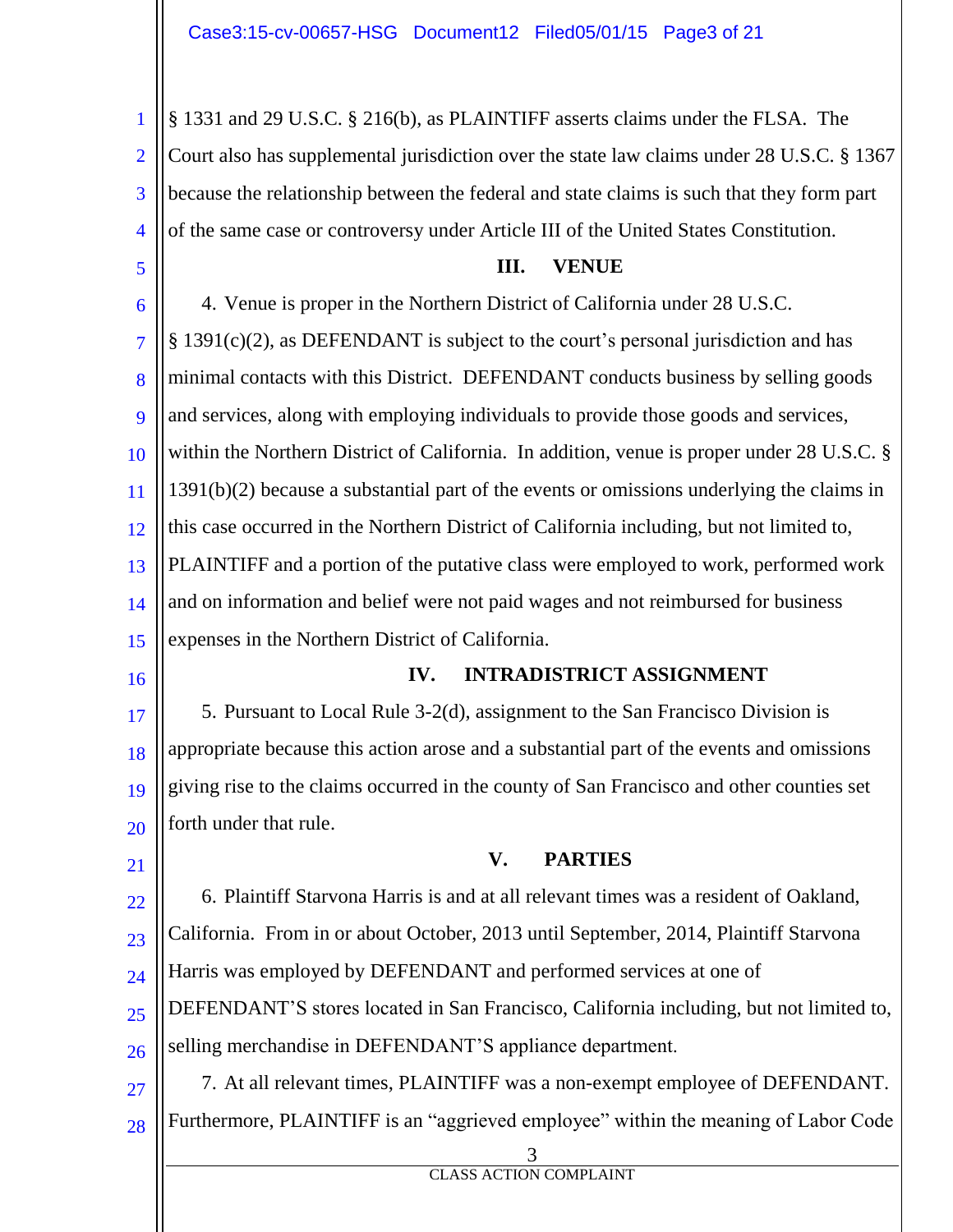§ 1331 and 29 U.S.C. § 216(b), as PLAINTIFF asserts claims under the FLSA. The Court also has supplemental jurisdiction over the state law claims under 28 U.S.C. § 1367 because the relationship between the federal and state claims is such that they form part of the same case or controversy under Article III of the United States Constitution.

## III. VENUE

4. Venue is proper in the Northern District of California under 28 U.S.C. § 1391(c)(2), as DEFENDANT is subject to the court's personal jurisdiction and has minimal contacts with this District. DEFENDANT conducts business by selling goods and services, along with employing individuals to provide those goods and services, within the Northern District of California. In addition, venue is proper under 28 U.S.C. § 1391(b)(2) because a substantial part of the events or omissions underlying the claims in this case occurred in the Northern District of California including, but not limited to, PLAINTIFF and a portion of the putative class were employed to work, performed work and on information and belief were not paid wages and not reimbursed for business expenses in the Northern District of California.

## IV. INTRADISTRICT ASSIGNMENT

5. Pursuant to Local Rule 3-2(d), assignment to the San Francisco Division is appropriate because this action arose and a substantial part of the events and omissions giving rise to the claims occurred in the county of San Francisco and other counties set forth under that rule.

## V. PARTIES

6. Plaintiff Starvona Harris is and at all relevant times was a resident of Oakland, California. From in or about October, 2013 until September, 2014, Plaintiff Starvona Harris was employed by DEFENDANT and performed services at one of DEFENDANT'S stores located in San Francisco, California including, but not limited to, selling merchandise in DEFENDANT'S appliance department.

7. At all relevant times, PLAINTIFF was a non-exempt employee of DEFENDANT. Furthermore, PLAINTIFF is an "aggrieved employee" within the meaning of Labor Code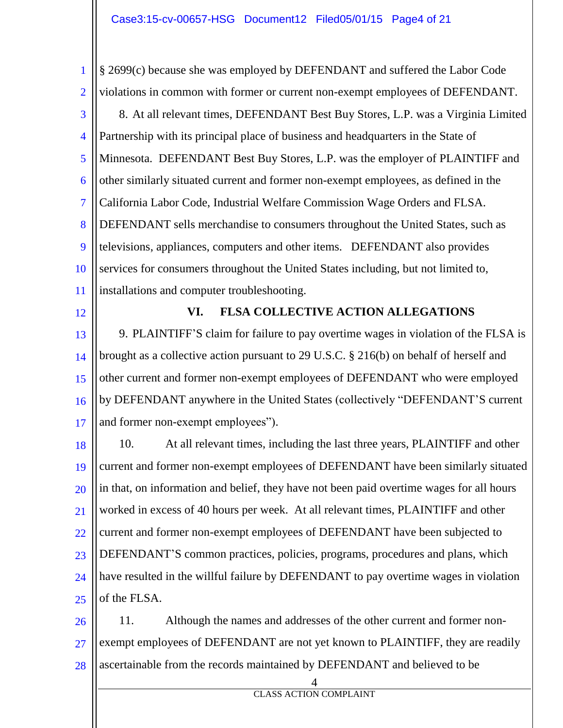§ 2699(c) because she was employed by DEFENDANT and suffered the Labor Code violations in common with former or current non-exempt employees of DEFENDANT.

8. At all relevant times, DEFENDANT Best Buy Stores, L.P. was a Virginia Limited Partnership with its principal place of business and headquarters in the State of Minnesota. DEFENDANT Best Buy Stores, L.P. was the employer of PLAINTIFF and other similarly situated current and former non-exempt employees, as defined in the California Labor Code, Industrial Welfare Commission Wage Orders and FLSA. DEFENDANT sells merchandise to consumers throughout the United States, such as televisions, appliances, computers and other items. DEFENDANT also provides services for consumers throughout the United States including, but not limited to, installations and computer troubleshooting.

## VI. FLSA COLLECTIVE ACTION ALLEGATIONS

9. PLAINTIFF'S claim for failure to pay overtime wages in violation of the FLSA is brought as a collective action pursuant to 29 U.S.C. § 216(b) on behalf of herself and other current and former non-exempt employees of DEFENDANT who were employed by DEFENDANT anywhere in the United States (collectively "DEFENDANT'S current and former non-exempt employees").

10. At all relevant times, including the last three years, PLAINTIFF and other current and former non-exempt employees of DEFENDANT have been similarly situated in that, on information and belief, they have not been paid overtime wages for all hours worked in excess of 40 hours per week. At all relevant times, PLAINTIFF and other current and former non-exempt employees of DEFENDANT have been subjected to DEFENDANT'S common practices, policies, programs, procedures and plans, which have resulted in the willful failure by DEFENDANT to pay overtime wages in violation of the FLSA.

11. Although the names and addresses of the other current and former non-exempt employees of DEFENDANT are not yet known to PLAINTIFF, they are readily ascertainable from the records maintained by DEFENDANT and believed to be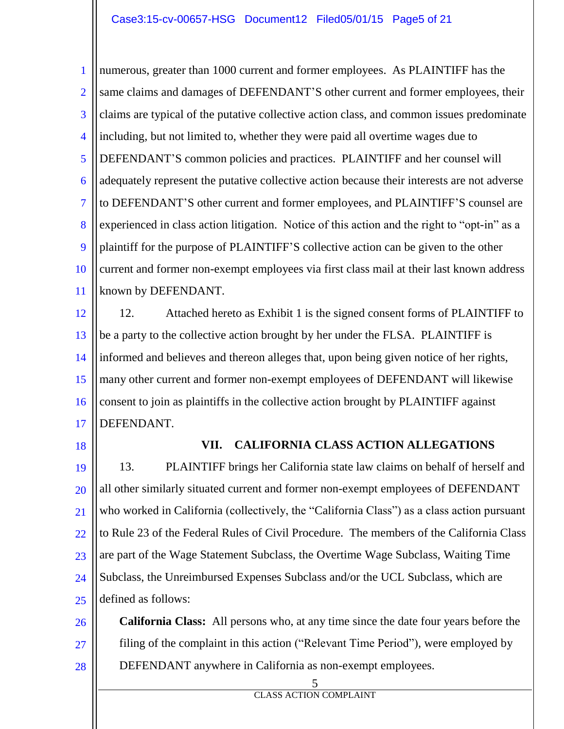numerous, greater than 1000 current and former employees. As PLAINTIFF has the same claims and damages of DEFENDANT'S other current and former employees, their claims are typical of the putative collective action class, and common issues predominate including, but not limited to, whether they were paid all overtime wages due to DEFENDANT'S common policies and practices. PLAINTIFF and her counsel will adequately represent the putative collective action because their interests are not adverse to DEFENDANT'S other current and former employees, and PLAINTIFF'S counsel are experienced in class action litigation. Notice of this action and the right to "opt-in" as a plaintiff for the purpose of PLAINTIFF'S collective action can be given to the other current and former non-exempt employees via first class mail at their last known address known by DEFENDANT.

12. Attached hereto as Exhibit 1 is the signed consent forms of PLAINTIFF to be a party to the collective action brought by her under the FLSA. PLAINTIFF is informed and believes and thereon alleges that, upon being given notice of her rights, many other current and former non-exempt employees of DEFENDANT will likewise consent to join as plaintiffs in the collective action brought by PLAINTIFF against DEFENDANT.

## VII. CALIFORNIA CLASS ACTION ALLEGATIONS

13. PLAINTIFF brings her California state law claims on behalf of herself and all other similarly situated current and former non-exempt employees of DEFENDANT who worked in California (collectively, the "California Class") as a class action pursuant to Rule 23 of the Federal Rules of Civil Procedure. The members of the California Class are part of the Wage Statement Subclass, the Overtime Wage Subclass, Waiting Time Subclass, the Unreimbursed Expenses Subclass and/or the UCL Subclass, which are defined as follows:

**California Class:** All persons who, at any time since the date four years before the filing of the complaint in this action ("Relevant Time Period"), were employed by DEFENDANT anywhere in California as non-exempt employees.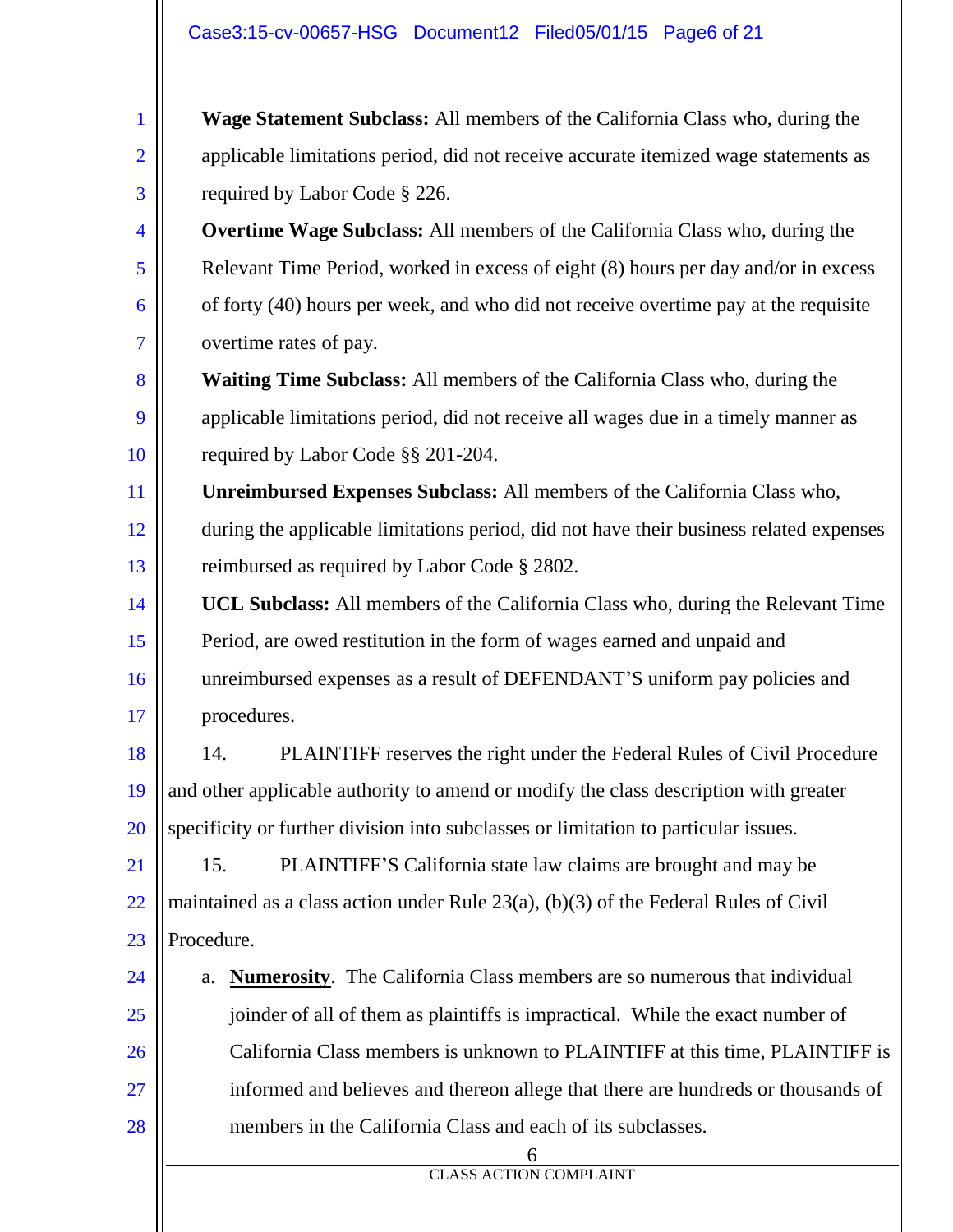**Wage Statement Subclass:** All members of the California Class who, during the applicable limitations period, did not receive accurate itemized wage statements as required by Labor Code § 226.

**Overtime Wage Subclass:** All members of the California Class who, during the Relevant Time Period, worked in excess of eight (8) hours per day and/or in excess of forty (40) hours per week, and who did not receive overtime pay at the requisite overtime rates of pay.

**Waiting Time Subclass:** All members of the California Class who, during the applicable limitations period, did not receive all wages due in a timely manner as required by Labor Code §§ 201-204.

**Unreimbursed Expenses Subclass:** All members of the California Class who, during the applicable limitations period, did not have their business related expenses reimbursed as required by Labor Code § 2802.

**UCL Subclass:** All members of the California Class who, during the Relevant Time Period, are owed restitution in the form of wages earned and unpaid and unreimbursed expenses as a result of DEFENDANT'S uniform pay policies and procedures.

14. PLAINTIFF reserves the right under the Federal Rules of Civil Procedure and other applicable authority to amend or modify the class description with greater specificity or further division into subclasses or limitation to particular issues.

15. PLAINTIFF'S California state law claims are brought and may be maintained as a class action under Rule 23(a), (b)(3) of the Federal Rules of Civil Procedure.

a. **Numerosity**. The California Class members are so numerous that individual joinder of all of them as plaintiffs is impractical. While the exact number of California Class members is unknown to PLAINTIFF at this time, PLAINTIFF is informed and believes and thereon allege that there are hundreds or thousands of members in the California Class and each of its subclasses.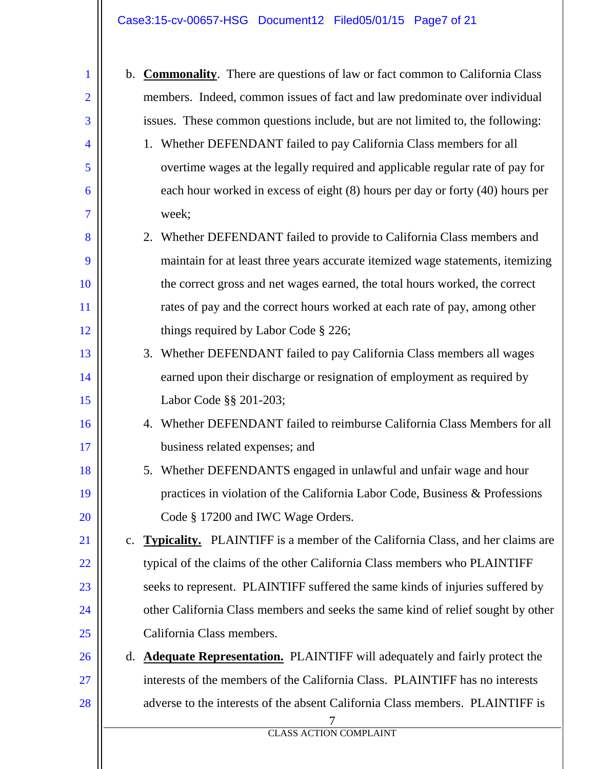b. **Commonality**. There are questions of law or fact common to California Class members. Indeed, common issues of fact and law predominate over individual issues. These common questions include, but are not limited to, the following:

   1. Whether DEFENDANT failed to pay California Class members for all overtime wages at the legally required and applicable regular rate of pay for each hour worked in excess of eight (8) hours per day or forty (40) hours per week;
   2. Whether DEFENDANT failed to provide to California Class members and maintain for at least three years accurate itemized wage statements, itemizing the correct gross and net wages earned, the total hours worked, the correct rates of pay and the correct hours worked at each rate of pay, among other things required by Labor Code § 226;
   3. Whether DEFENDANT failed to pay California Class members all wages earned upon their discharge or resignation of employment as required by Labor Code §§ 201-203;
   4. Whether DEFENDANT failed to reimburse California Class Members for all business related expenses; and
   5. Whether DEFENDANTS engaged in unlawful and unfair wage and hour practices in violation of the California Labor Code, Business & Professions Code § 17200 and IWC Wage Orders.

c. **Typicality.** PLAINTIFF is a member of the California Class, and her claims are typical of the claims of the other California Class members who PLAINTIFF seeks to represent. PLAINTIFF suffered the same kinds of injuries suffered by other California Class members and seeks the same kind of relief sought by other California Class members.

d. **Adequate Representation.** PLAINTIFF will adequately and fairly protect the interests of the members of the California Class. PLAINTIFF has no interests adverse to the interests of the absent California Class members. PLAINTIFF is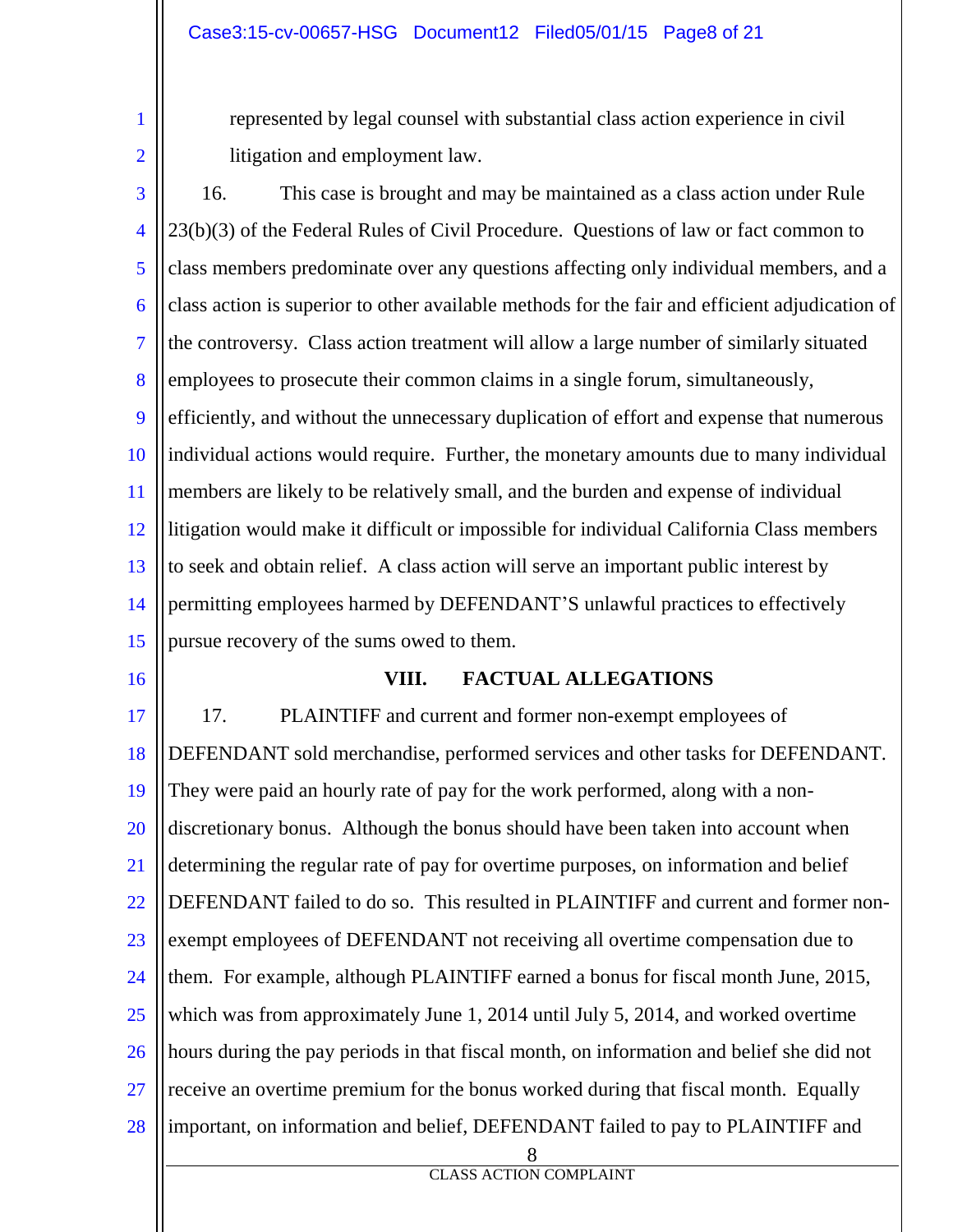represented by legal counsel with substantial class action experience in civil litigation and employment law.

16. This case is brought and may be maintained as a class action under Rule 23(b)(3) of the Federal Rules of Civil Procedure. Questions of law or fact common to class members predominate over any questions affecting only individual members, and a class action is superior to other available methods for the fair and efficient adjudication of the controversy. Class action treatment will allow a large number of similarly situated employees to prosecute their common claims in a single forum, simultaneously, efficiently, and without the unnecessary duplication of effort and expense that numerous individual actions would require. Further, the monetary amounts due to many individual members are likely to be relatively small, and the burden and expense of individual litigation would make it difficult or impossible for individual California Class members to seek and obtain relief. A class action will serve an important public interest by permitting employees harmed by DEFENDANT'S unlawful practices to effectively pursue recovery of the sums owed to them.

## VIII. FACTUAL ALLEGATIONS

17. PLAINTIFF and current and former non-exempt employees of DEFENDANT sold merchandise, performed services and other tasks for DEFENDANT. They were paid an hourly rate of pay for the work performed, along with a non-discretionary bonus. Although the bonus should have been taken into account when determining the regular rate of pay for overtime purposes, on information and belief DEFENDANT failed to do so. This resulted in PLAINTIFF and current and former non-exempt employees of DEFENDANT not receiving all overtime compensation due to them. For example, although PLAINTIFF earned a bonus for fiscal month June, 2015, which was from approximately June 1, 2014 until July 5, 2014, and worked overtime hours during the pay periods in that fiscal month, on information and belief she did not receive an overtime premium for the bonus worked during that fiscal month. Equally important, on information and belief, DEFENDANT failed to pay to PLAINTIFF and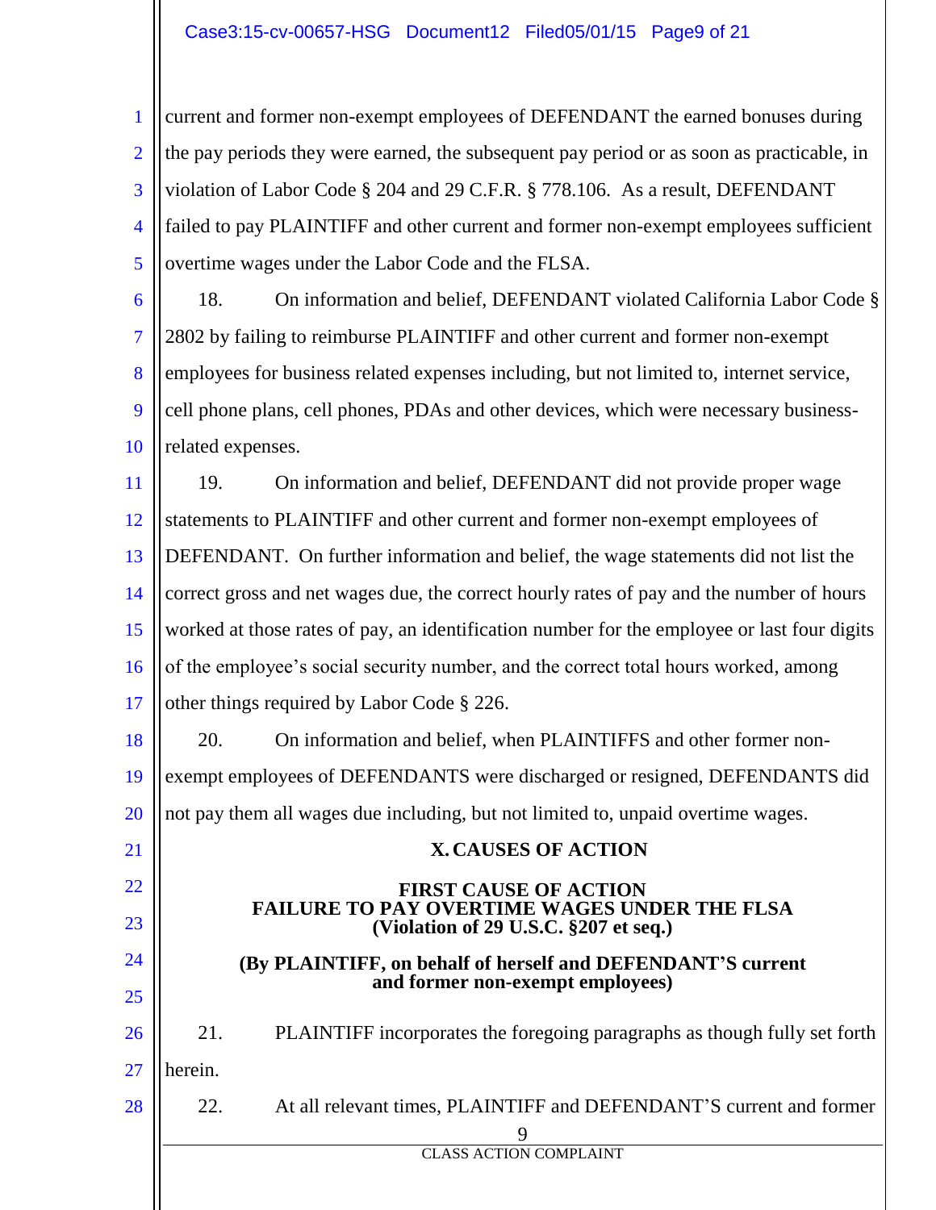current and former non-exempt employees of DEFENDANT the earned bonuses during the pay periods they were earned, the subsequent pay period or as soon as practicable, in violation of Labor Code § 204 and 29 C.F.R. § 778.106. As a result, DEFENDANT failed to pay PLAINTIFF and other current and former non-exempt employees sufficient overtime wages under the Labor Code and the FLSA.

18. On information and belief, DEFENDANT violated California Labor Code § 2802 by failing to reimburse PLAINTIFF and other current and former non-exempt employees for business related expenses including, but not limited to, internet service, cell phone plans, cell phones, PDAs and other devices, which were necessary business-related expenses.

19. On information and belief, DEFENDANT did not provide proper wage statements to PLAINTIFF and other current and former non-exempt employees of DEFENDANT. On further information and belief, the wage statements did not list the correct gross and net wages due, the correct hourly rates of pay and the number of hours worked at those rates of pay, an identification number for the employee or last four digits of the employee's social security number, and the correct total hours worked, among other things required by Labor Code § 226.

20. On information and belief, when PLAINTIFFS and other former non-exempt employees of DEFENDANTS were discharged or resigned, DEFENDANTS did not pay them all wages due including, but not limited to, unpaid overtime wages.

## X. CAUSES OF ACTION

### FIRST CAUSE OF ACTION
### FAILURE TO PAY OVERTIME WAGES UNDER THE FLSA
### (Violation of 29 U.S.C. §207 et seq.)

**(By PLAINTIFF, on behalf of herself and DEFENDANT'S current and former non-exempt employees)**

21. PLAINTIFF incorporates the foregoing paragraphs as though fully set forth herein.

22. At all relevant times, PLAINTIFF and DEFENDANT'S current and former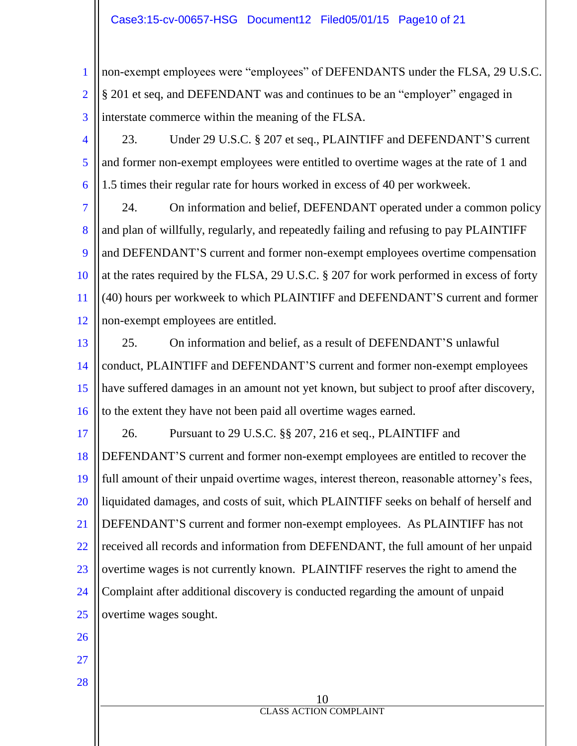non-exempt employees were "employees" of DEFENDANTS under the FLSA, 29 U.S.C. § 201 et seq, and DEFENDANT was and continues to be an "employer" engaged in interstate commerce within the meaning of the FLSA.

23. Under 29 U.S.C. § 207 et seq., PLAINTIFF and DEFENDANT'S current and former non-exempt employees were entitled to overtime wages at the rate of 1 and 1.5 times their regular rate for hours worked in excess of 40 per workweek.

24. On information and belief, DEFENDANT operated under a common policy and plan of willfully, regularly, and repeatedly failing and refusing to pay PLAINTIFF and DEFENDANT'S current and former non-exempt employees overtime compensation at the rates required by the FLSA, 29 U.S.C. § 207 for work performed in excess of forty (40) hours per workweek to which PLAINTIFF and DEFENDANT'S current and former non-exempt employees are entitled.

25. On information and belief, as a result of DEFENDANT'S unlawful conduct, PLAINTIFF and DEFENDANT'S current and former non-exempt employees have suffered damages in an amount not yet known, but subject to proof after discovery, to the extent they have not been paid all overtime wages earned.

26. Pursuant to 29 U.S.C. §§ 207, 216 et seq., PLAINTIFF and DEFENDANT'S current and former non-exempt employees are entitled to recover the full amount of their unpaid overtime wages, interest thereon, reasonable attorney's fees, liquidated damages, and costs of suit, which PLAINTIFF seeks on behalf of herself and DEFENDANT'S current and former non-exempt employees. As PLAINTIFF has not received all records and information from DEFENDANT, the full amount of her unpaid overtime wages is not currently known. PLAINTIFF reserves the right to amend the Complaint after additional discovery is conducted regarding the amount of unpaid overtime wages sought.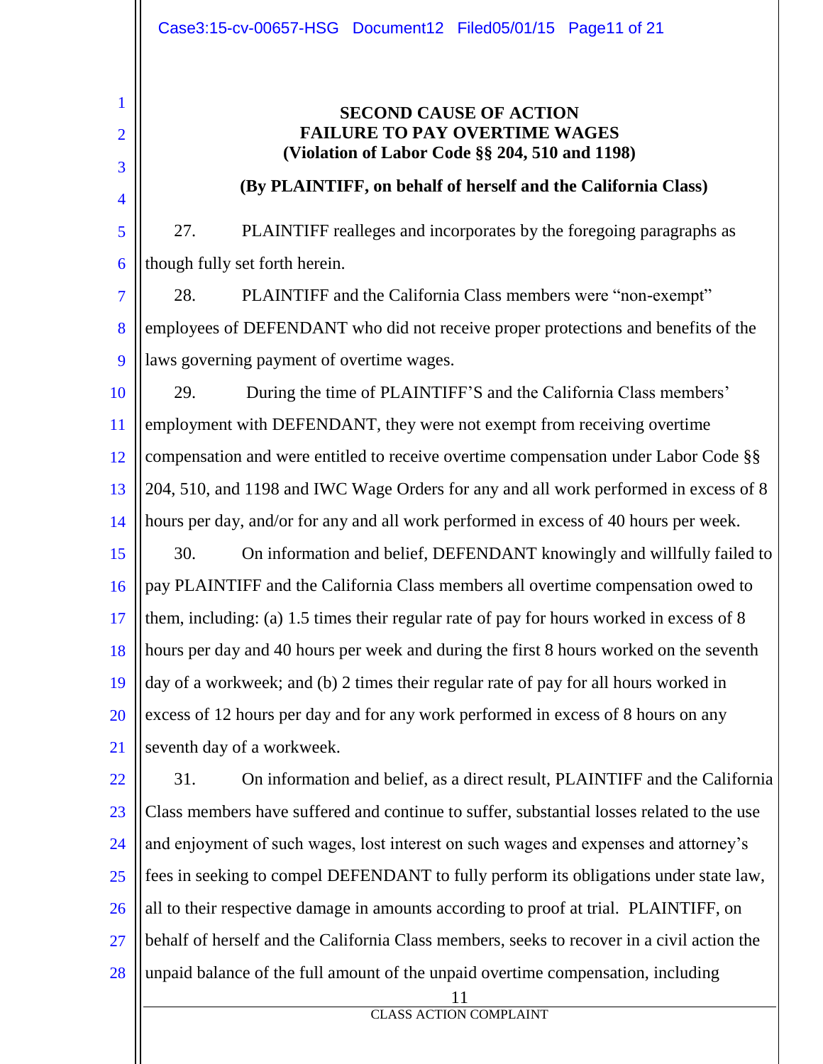**SECOND CAUSE OF ACTION**
**FAILURE TO PAY OVERTIME WAGES**
**(Violation of Labor Code §§ 204, 510 and 1198)**

**(By PLAINTIFF, on behalf of herself and the California Class)**

27. PLAINTIFF realleges and incorporates by the foregoing paragraphs as though fully set forth herein.

28. PLAINTIFF and the California Class members were "non-exempt" employees of DEFENDANT who did not receive proper protections and benefits of the laws governing payment of overtime wages.

29. During the time of PLAINTIFF'S and the California Class members' employment with DEFENDANT, they were not exempt from receiving overtime compensation and were entitled to receive overtime compensation under Labor Code §§ 204, 510, and 1198 and IWC Wage Orders for any and all work performed in excess of 8 hours per day, and/or for any and all work performed in excess of 40 hours per week.

30. On information and belief, DEFENDANT knowingly and willfully failed to pay PLAINTIFF and the California Class members all overtime compensation owed to them, including: (a) 1.5 times their regular rate of pay for hours worked in excess of 8 hours per day and 40 hours per week and during the first 8 hours worked on the seventh day of a workweek; and (b) 2 times their regular rate of pay for all hours worked in excess of 12 hours per day and for any work performed in excess of 8 hours on any seventh day of a workweek.

31. On information and belief, as a direct result, PLAINTIFF and the California Class members have suffered and continue to suffer, substantial losses related to the use and enjoyment of such wages, lost interest on such wages and expenses and attorney's fees in seeking to compel DEFENDANT to fully perform its obligations under state law, all to their respective damage in amounts according to proof at trial. PLAINTIFF, on behalf of herself and the California Class members, seeks to recover in a civil action the unpaid balance of the full amount of the unpaid overtime compensation, including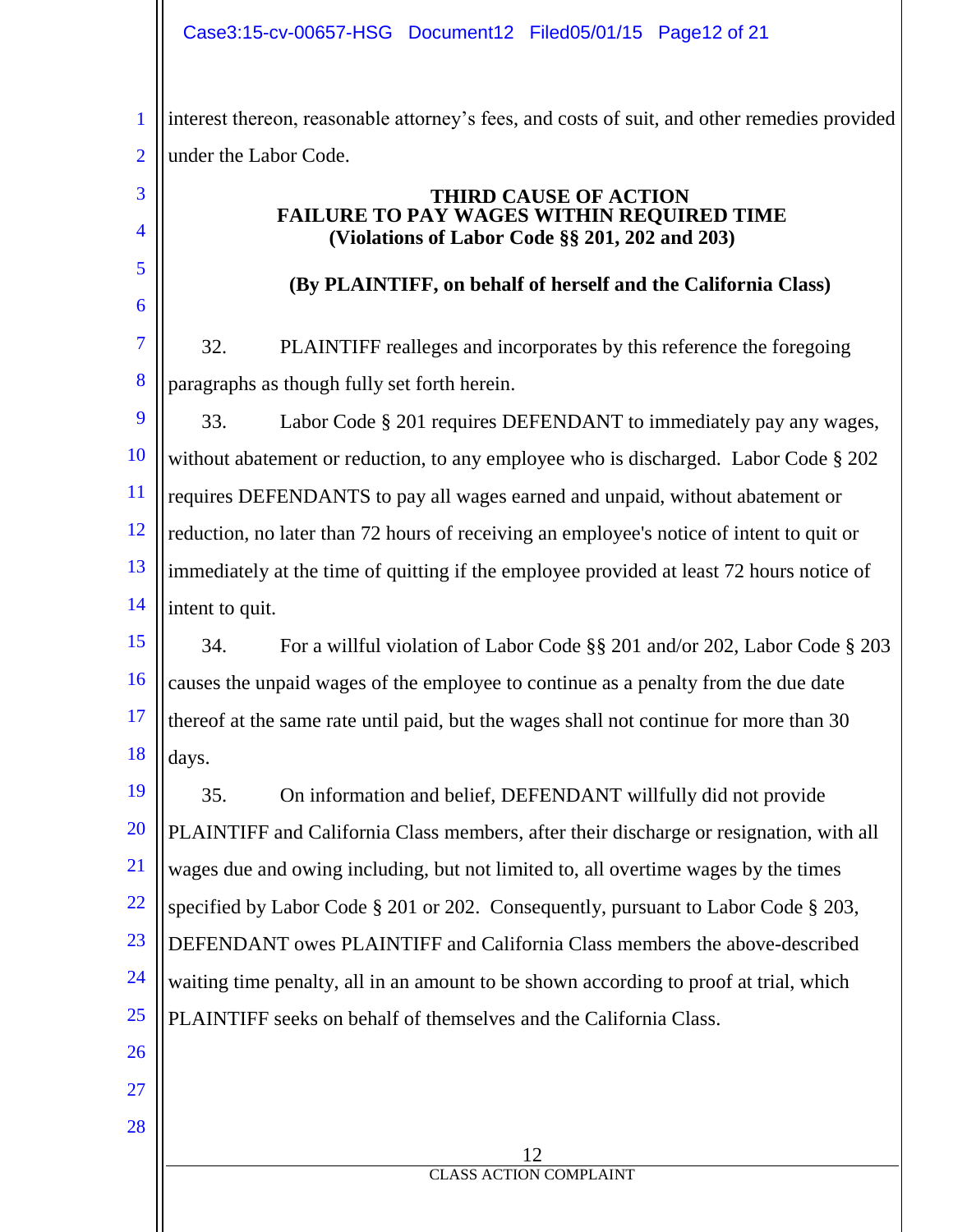interest thereon, reasonable attorney's fees, and costs of suit, and other remedies provided under the Labor Code.

**THIRD CAUSE OF ACTION**
**FAILURE TO PAY WAGES WITHIN REQUIRED TIME**
**(Violations of Labor Code §§ 201, 202 and 203)**

**(By PLAINTIFF, on behalf of herself and the California Class)**

32. PLAINTIFF realleges and incorporates by this reference the foregoing paragraphs as though fully set forth herein.

33. Labor Code § 201 requires DEFENDANT to immediately pay any wages, without abatement or reduction, to any employee who is discharged. Labor Code § 202 requires DEFENDANTS to pay all wages earned and unpaid, without abatement or reduction, no later than 72 hours of receiving an employee's notice of intent to quit or immediately at the time of quitting if the employee provided at least 72 hours notice of intent to quit.

34. For a willful violation of Labor Code §§ 201 and/or 202, Labor Code § 203 causes the unpaid wages of the employee to continue as a penalty from the due date thereof at the same rate until paid, but the wages shall not continue for more than 30 days.

35. On information and belief, DEFENDANT willfully did not provide PLAINTIFF and California Class members, after their discharge or resignation, with all wages due and owing including, but not limited to, all overtime wages by the times specified by Labor Code § 201 or 202. Consequently, pursuant to Labor Code § 203, DEFENDANT owes PLAINTIFF and California Class members the above-described waiting time penalty, all in an amount to be shown according to proof at trial, which PLAINTIFF seeks on behalf of themselves and the California Class.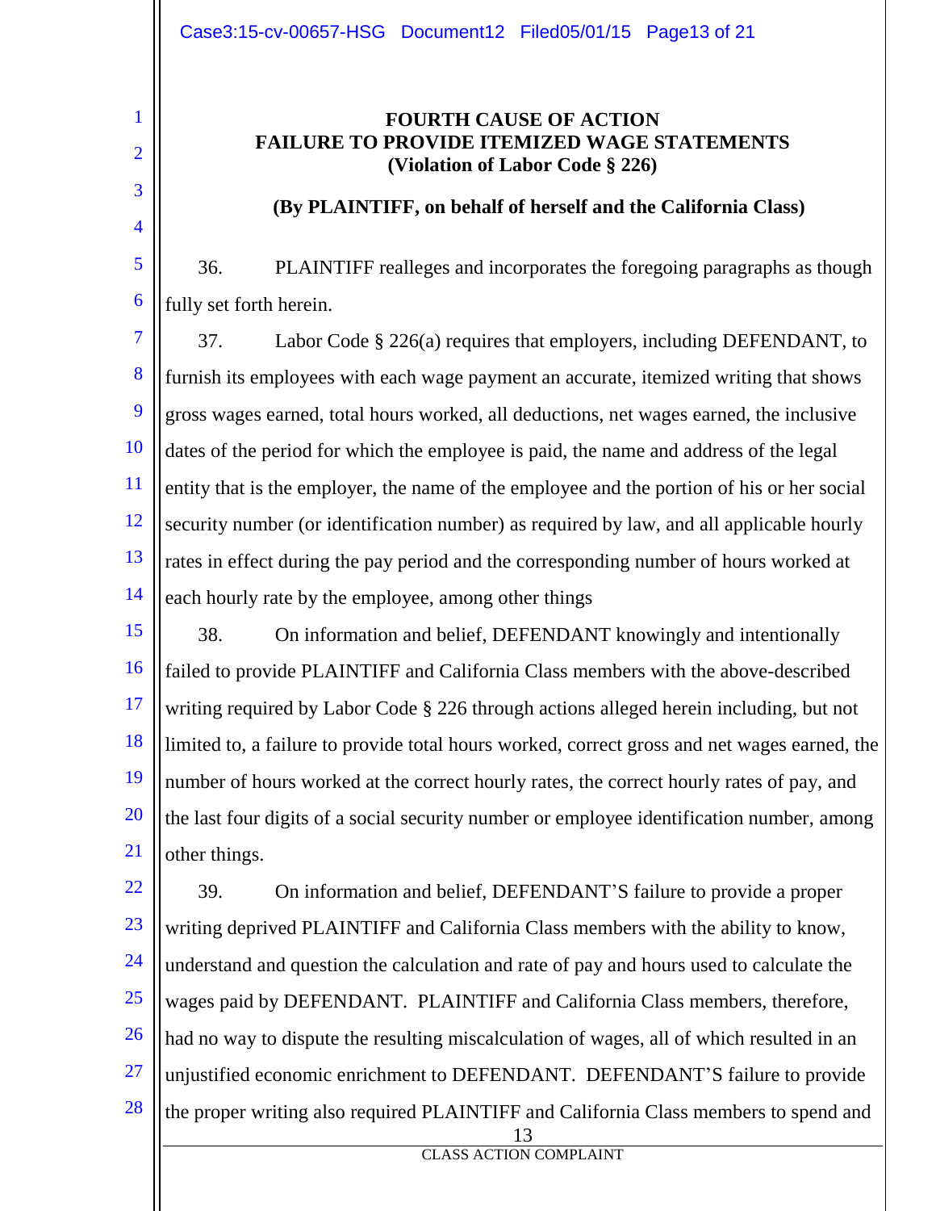**FOURTH CAUSE OF ACTION**
**FAILURE TO PROVIDE ITEMIZED WAGE STATEMENTS**
**(Violation of Labor Code § 226)**

**(By PLAINTIFF, on behalf of herself and the California Class)**

36. PLAINTIFF realleges and incorporates the foregoing paragraphs as though fully set forth herein.

37. Labor Code § 226(a) requires that employers, including DEFENDANT, to furnish its employees with each wage payment an accurate, itemized writing that shows gross wages earned, total hours worked, all deductions, net wages earned, the inclusive dates of the period for which the employee is paid, the name and address of the legal entity that is the employer, the name of the employee and the portion of his or her social security number (or identification number) as required by law, and all applicable hourly rates in effect during the pay period and the corresponding number of hours worked at each hourly rate by the employee, among other things

38. On information and belief, DEFENDANT knowingly and intentionally failed to provide PLAINTIFF and California Class members with the above-described writing required by Labor Code § 226 through actions alleged herein including, but not limited to, a failure to provide total hours worked, correct gross and net wages earned, the number of hours worked at the correct hourly rates, the correct hourly rates of pay, and the last four digits of a social security number or employee identification number, among other things.

39. On information and belief, DEFENDANT'S failure to provide a proper writing deprived PLAINTIFF and California Class members with the ability to know, understand and question the calculation and rate of pay and hours used to calculate the wages paid by DEFENDANT. PLAINTIFF and California Class members, therefore, had no way to dispute the resulting miscalculation of wages, all of which resulted in an unjustified economic enrichment to DEFENDANT. DEFENDANT'S failure to provide the proper writing also required PLAINTIFF and California Class members to spend and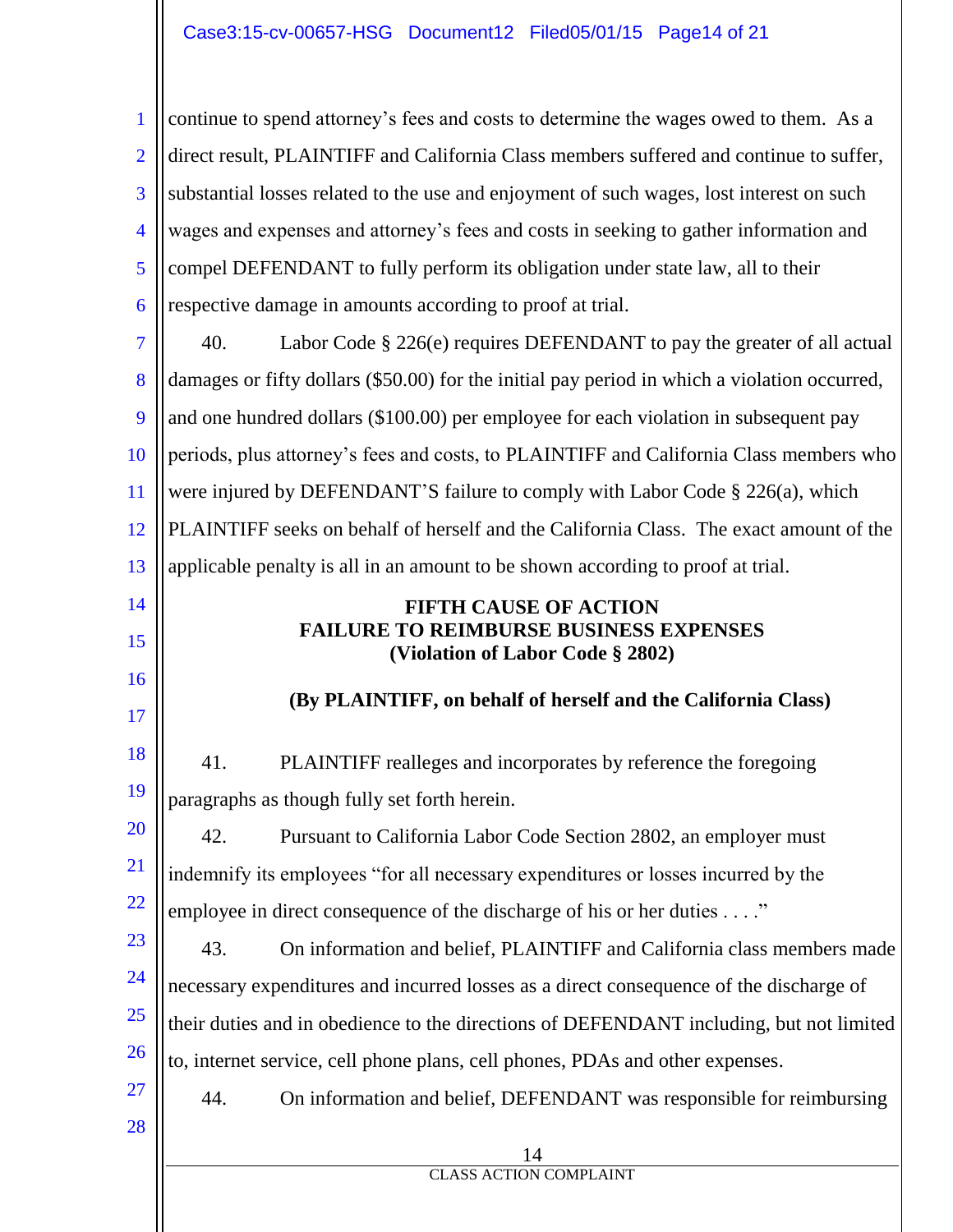continue to spend attorney's fees and costs to determine the wages owed to them. As a direct result, PLAINTIFF and California Class members suffered and continue to suffer, substantial losses related to the use and enjoyment of such wages, lost interest on such wages and expenses and attorney's fees and costs in seeking to gather information and compel DEFENDANT to fully perform its obligation under state law, all to their respective damage in amounts according to proof at trial.

40. Labor Code § 226(e) requires DEFENDANT to pay the greater of all actual damages or fifty dollars ($50.00) for the initial pay period in which a violation occurred, and one hundred dollars ($100.00) per employee for each violation in subsequent pay periods, plus attorney's fees and costs, to PLAINTIFF and California Class members who were injured by DEFENDANT'S failure to comply with Labor Code § 226(a), which PLAINTIFF seeks on behalf of herself and the California Class. The exact amount of the applicable penalty is all in an amount to be shown according to proof at trial.

**FIFTH CAUSE OF ACTION**
**FAILURE TO REIMBURSE BUSINESS EXPENSES**
**(Violation of Labor Code § 2802)**

**(By PLAINTIFF, on behalf of herself and the California Class)**

41. PLAINTIFF realleges and incorporates by reference the foregoing paragraphs as though fully set forth herein.

42. Pursuant to California Labor Code Section 2802, an employer must indemnify its employees "for all necessary expenditures or losses incurred by the employee in direct consequence of the discharge of his or her duties . . . ."

43. On information and belief, PLAINTIFF and California class members made necessary expenditures and incurred losses as a direct consequence of the discharge of their duties and in obedience to the directions of DEFENDANT including, but not limited to, internet service, cell phone plans, cell phones, PDAs and other expenses.

44. On information and belief, DEFENDANT was responsible for reimbursing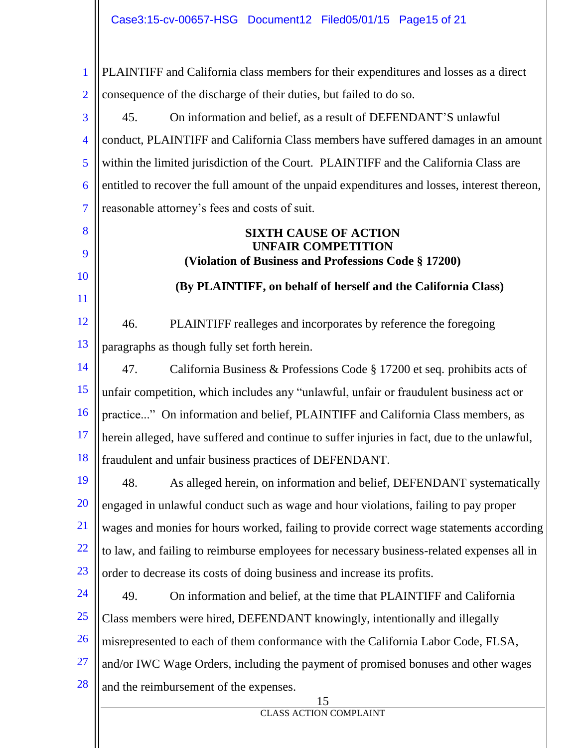PLAINTIFF and California class members for their expenditures and losses as a direct consequence of the discharge of their duties, but failed to do so.

45. On information and belief, as a result of DEFENDANT'S unlawful conduct, PLAINTIFF and California Class members have suffered damages in an amount within the limited jurisdiction of the Court. PLAINTIFF and the California Class are entitled to recover the full amount of the unpaid expenditures and losses, interest thereon, reasonable attorney's fees and costs of suit.

**SIXTH CAUSE OF ACTION**
**UNFAIR COMPETITION**
**(Violation of Business and Professions Code § 17200)**

**(By PLAINTIFF, on behalf of herself and the California Class)**

46. PLAINTIFF realleges and incorporates by reference the foregoing paragraphs as though fully set forth herein.

47. California Business & Professions Code § 17200 et seq. prohibits acts of unfair competition, which includes any "unlawful, unfair or fraudulent business act or practice..." On information and belief, PLAINTIFF and California Class members, as herein alleged, have suffered and continue to suffer injuries in fact, due to the unlawful, fraudulent and unfair business practices of DEFENDANT.

48. As alleged herein, on information and belief, DEFENDANT systematically engaged in unlawful conduct such as wage and hour violations, failing to pay proper wages and monies for hours worked, failing to provide correct wage statements according to law, and failing to reimburse employees for necessary business-related expenses all in order to decrease its costs of doing business and increase its profits.

49. On information and belief, at the time that PLAINTIFF and California Class members were hired, DEFENDANT knowingly, intentionally and illegally misrepresented to each of them conformance with the California Labor Code, FLSA, and/or IWC Wage Orders, including the payment of promised bonuses and other wages and the reimbursement of the expenses.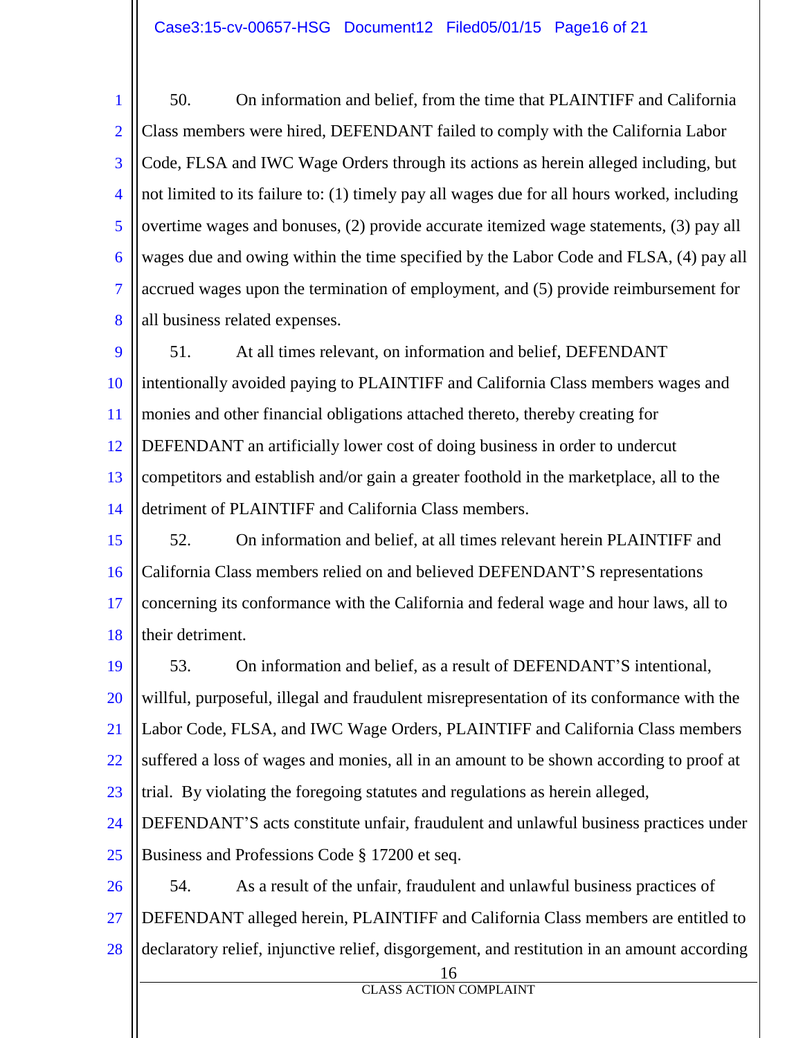50. On information and belief, from the time that PLAINTIFF and California Class members were hired, DEFENDANT failed to comply with the California Labor Code, FLSA and IWC Wage Orders through its actions as herein alleged including, but not limited to its failure to: (1) timely pay all wages due for all hours worked, including overtime wages and bonuses, (2) provide accurate itemized wage statements, (3) pay all wages due and owing within the time specified by the Labor Code and FLSA, (4) pay all accrued wages upon the termination of employment, and (5) provide reimbursement for all business related expenses.

51. At all times relevant, on information and belief, DEFENDANT intentionally avoided paying to PLAINTIFF and California Class members wages and monies and other financial obligations attached thereto, thereby creating for DEFENDANT an artificially lower cost of doing business in order to undercut competitors and establish and/or gain a greater foothold in the marketplace, all to the detriment of PLAINTIFF and California Class members.

52. On information and belief, at all times relevant herein PLAINTIFF and California Class members relied on and believed DEFENDANT'S representations concerning its conformance with the California and federal wage and hour laws, all to their detriment.

53. On information and belief, as a result of DEFENDANT'S intentional, willful, purposeful, illegal and fraudulent misrepresentation of its conformance with the Labor Code, FLSA, and IWC Wage Orders, PLAINTIFF and California Class members suffered a loss of wages and monies, all in an amount to be shown according to proof at trial. By violating the foregoing statutes and regulations as herein alleged, DEFENDANT'S acts constitute unfair, fraudulent and unlawful business practices under Business and Professions Code § 17200 et seq.

54. As a result of the unfair, fraudulent and unlawful business practices of DEFENDANT alleged herein, PLAINTIFF and California Class members are entitled to declaratory relief, injunctive relief, disgorgement, and restitution in an amount according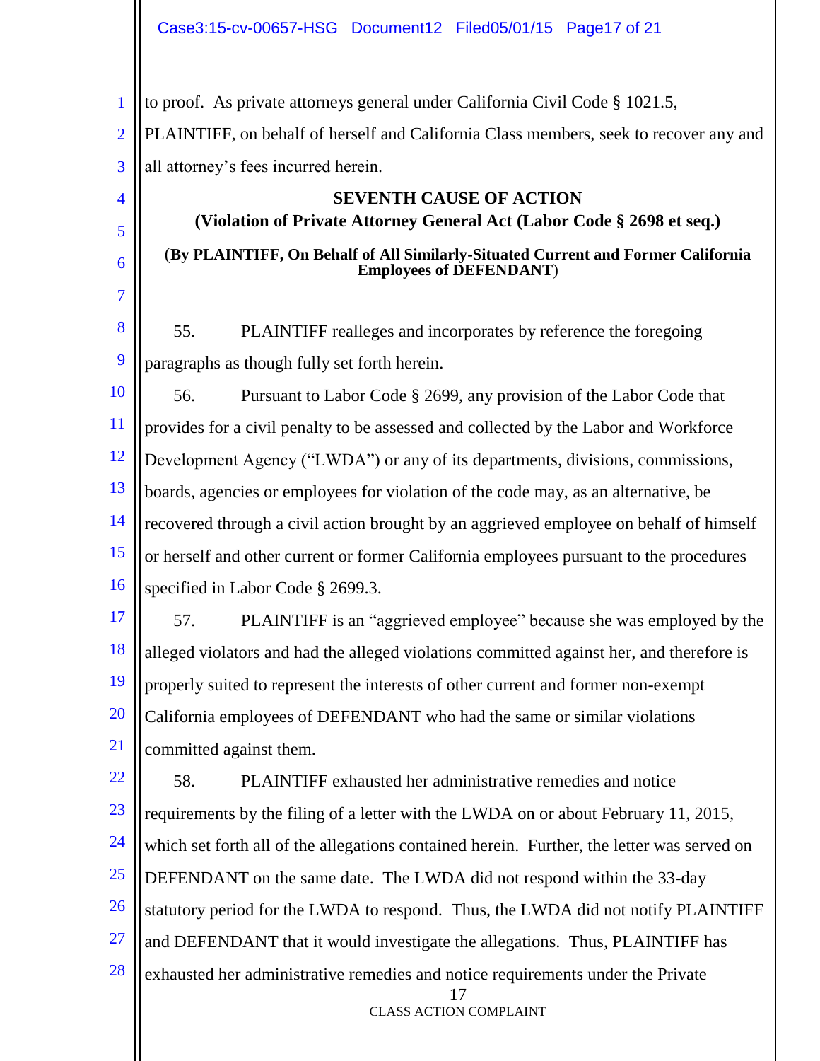to proof. As private attorneys general under California Civil Code § 1021.5, PLAINTIFF, on behalf of herself and California Class members, seek to recover any and all attorney's fees incurred herein.

**SEVENTH CAUSE OF ACTION**
**(Violation of Private Attorney General Act (Labor Code § 2698 et seq.)**

(**By PLAINTIFF, On Behalf of All Similarly-Situated Current and Former California Employees of DEFENDANT**)

55. PLAINTIFF realleges and incorporates by reference the foregoing paragraphs as though fully set forth herein.

56. Pursuant to Labor Code § 2699, any provision of the Labor Code that provides for a civil penalty to be assessed and collected by the Labor and Workforce Development Agency ("LWDA") or any of its departments, divisions, commissions, boards, agencies or employees for violation of the code may, as an alternative, be recovered through a civil action brought by an aggrieved employee on behalf of himself or herself and other current or former California employees pursuant to the procedures specified in Labor Code § 2699.3.

57. PLAINTIFF is an "aggrieved employee" because she was employed by the alleged violators and had the alleged violations committed against her, and therefore is properly suited to represent the interests of other current and former non-exempt California employees of DEFENDANT who had the same or similar violations committed against them.

58. PLAINTIFF exhausted her administrative remedies and notice requirements by the filing of a letter with the LWDA on or about February 11, 2015, which set forth all of the allegations contained herein. Further, the letter was served on DEFENDANT on the same date. The LWDA did not respond within the 33-day statutory period for the LWDA to respond. Thus, the LWDA did not notify PLAINTIFF and DEFENDANT that it would investigate the allegations. Thus, PLAINTIFF has exhausted her administrative remedies and notice requirements under the Private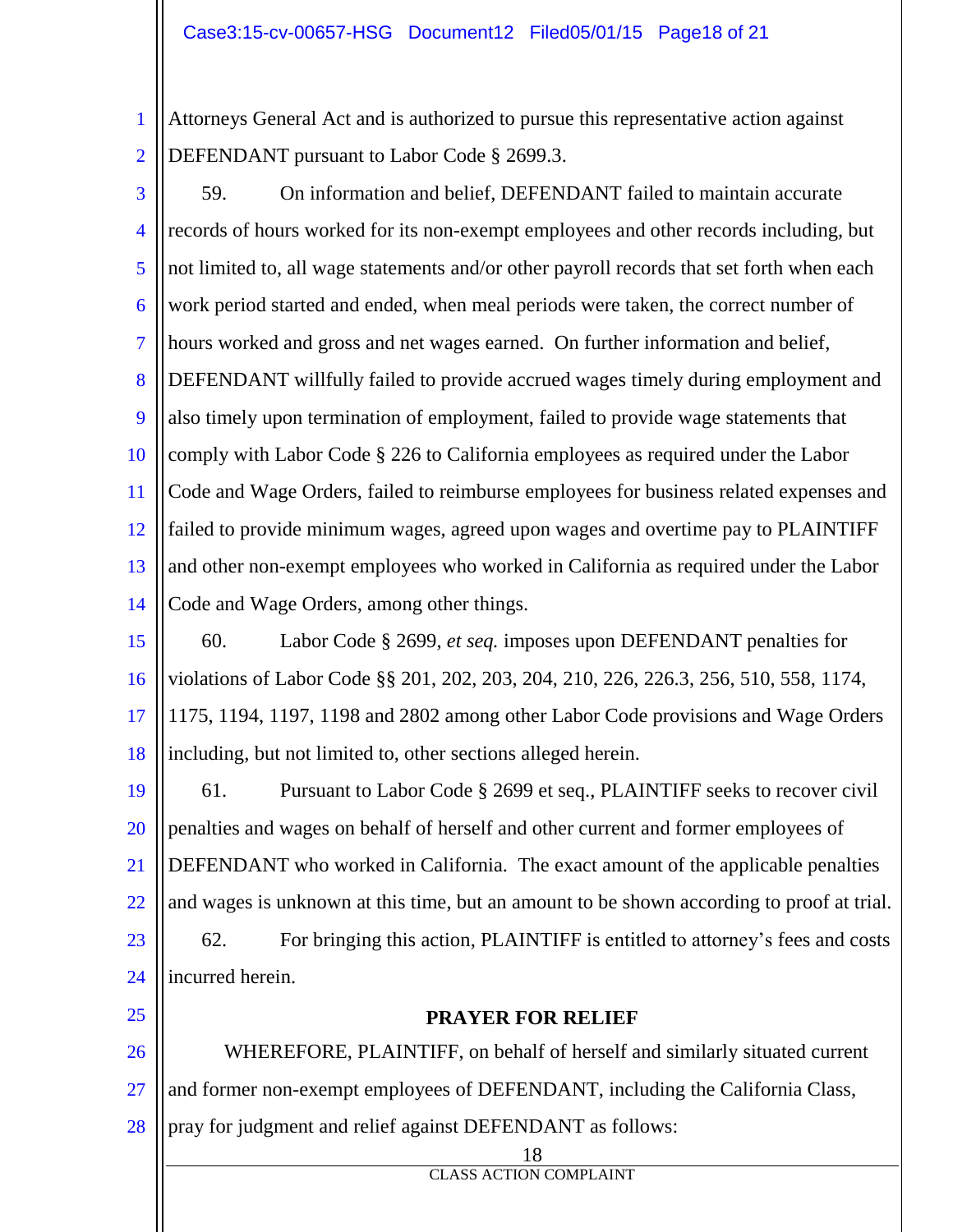Attorneys General Act and is authorized to pursue this representative action against DEFENDANT pursuant to Labor Code § 2699.3.

59. On information and belief, DEFENDANT failed to maintain accurate records of hours worked for its non-exempt employees and other records including, but not limited to, all wage statements and/or other payroll records that set forth when each work period started and ended, when meal periods were taken, the correct number of hours worked and gross and net wages earned. On further information and belief, DEFENDANT willfully failed to provide accrued wages timely during employment and also timely upon termination of employment, failed to provide wage statements that comply with Labor Code § 226 to California employees as required under the Labor Code and Wage Orders, failed to reimburse employees for business related expenses and failed to provide minimum wages, agreed upon wages and overtime pay to PLAINTIFF and other non-exempt employees who worked in California as required under the Labor Code and Wage Orders, among other things.

60. Labor Code § 2699, *et seq.* imposes upon DEFENDANT penalties for violations of Labor Code §§ 201, 202, 203, 204, 210, 226, 226.3, 256, 510, 558, 1174, 1175, 1194, 1197, 1198 and 2802 among other Labor Code provisions and Wage Orders including, but not limited to, other sections alleged herein.

61. Pursuant to Labor Code § 2699 et seq., PLAINTIFF seeks to recover civil penalties and wages on behalf of herself and other current and former employees of DEFENDANT who worked in California. The exact amount of the applicable penalties and wages is unknown at this time, but an amount to be shown according to proof at trial.

62. For bringing this action, PLAINTIFF is entitled to attorney's fees and costs incurred herein.

## PRAYER FOR RELIEF

WHEREFORE, PLAINTIFF, on behalf of herself and similarly situated current and former non-exempt employees of DEFENDANT, including the California Class, pray for judgment and relief against DEFENDANT as follows: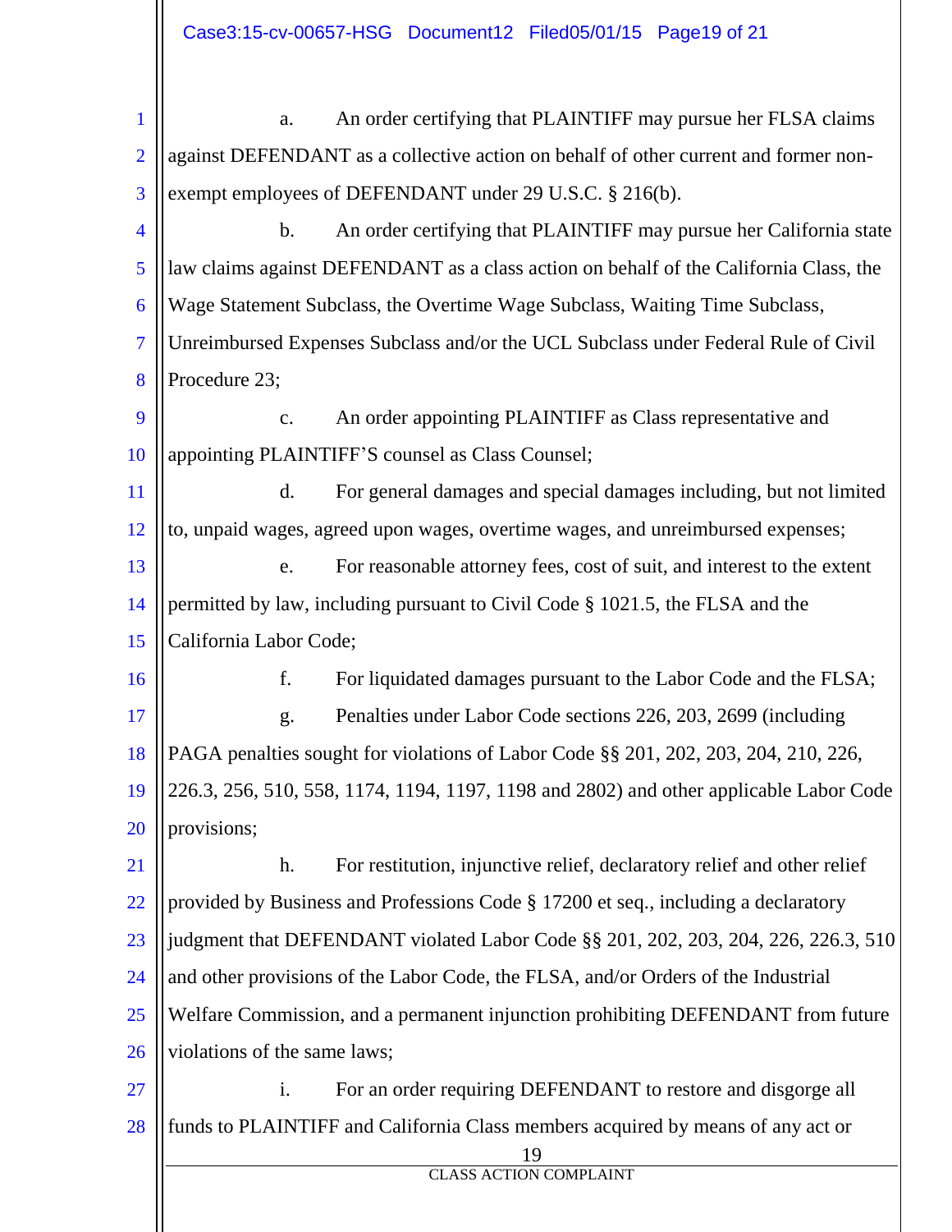a. An order certifying that PLAINTIFF may pursue her FLSA claims against DEFENDANT as a collective action on behalf of other current and former non-exempt employees of DEFENDANT under 29 U.S.C. § 216(b).

b. An order certifying that PLAINTIFF may pursue her California state law claims against DEFENDANT as a class action on behalf of the California Class, the Wage Statement Subclass, the Overtime Wage Subclass, Waiting Time Subclass, Unreimbursed Expenses Subclass and/or the UCL Subclass under Federal Rule of Civil Procedure 23;

c. An order appointing PLAINTIFF as Class representative and appointing PLAINTIFF'S counsel as Class Counsel;

d. For general damages and special damages including, but not limited to, unpaid wages, agreed upon wages, overtime wages, and unreimbursed expenses;

e. For reasonable attorney fees, cost of suit, and interest to the extent permitted by law, including pursuant to Civil Code § 1021.5, the FLSA and the California Labor Code;

f. For liquidated damages pursuant to the Labor Code and the FLSA;

g. Penalties under Labor Code sections 226, 203, 2699 (including PAGA penalties sought for violations of Labor Code §§ 201, 202, 203, 204, 210, 226, 226.3, 256, 510, 558, 1174, 1194, 1197, 1198 and 2802) and other applicable Labor Code provisions;

h. For restitution, injunctive relief, declaratory relief and other relief provided by Business and Professions Code § 17200 et seq., including a declaratory judgment that DEFENDANT violated Labor Code §§ 201, 202, 203, 204, 226, 226.3, 510 and other provisions of the Labor Code, the FLSA, and/or Orders of the Industrial Welfare Commission, and a permanent injunction prohibiting DEFENDANT from future violations of the same laws;

i. For an order requiring DEFENDANT to restore and disgorge all funds to PLAINTIFF and California Class members acquired by means of any act or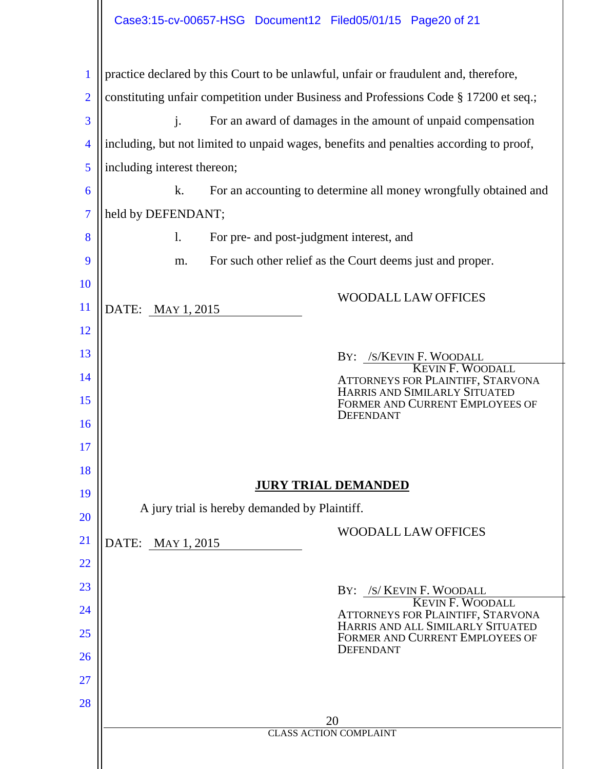practice declared by this Court to be unlawful, unfair or fraudulent and, therefore, constituting unfair competition under Business and Professions Code § 17200 et seq.;

j. For an award of damages in the amount of unpaid compensation including, but not limited to unpaid wages, benefits and penalties according to proof, including interest thereon;

k. For an accounting to determine all money wrongfully obtained and held by DEFENDANT;

l. For pre- and post-judgment interest, and

m. For such other relief as the Court deems just and proper.

DATE: MAY 1, 2015

WOODALL LAW OFFICES

BY: /S/KEVIN F. WOODALL
KEVIN F. WOODALL
ATTORNEYS FOR PLAINTIFF, STARVONA HARRIS AND SIMILARLY SITUATED FORMER AND CURRENT EMPLOYEES OF DEFENDANT

**JURY TRIAL DEMANDED**

A jury trial is hereby demanded by Plaintiff.

DATE: MAY 1, 2015

WOODALL LAW OFFICES

BY: /S/ KEVIN F. WOODALL
KEVIN F. WOODALL
ATTORNEYS FOR PLAINTIFF, STARVONA HARRIS AND ALL SIMILARLY SITUATED FORMER AND CURRENT EMPLOYEES OF DEFENDANT

CLASS ACTION COMPLAINT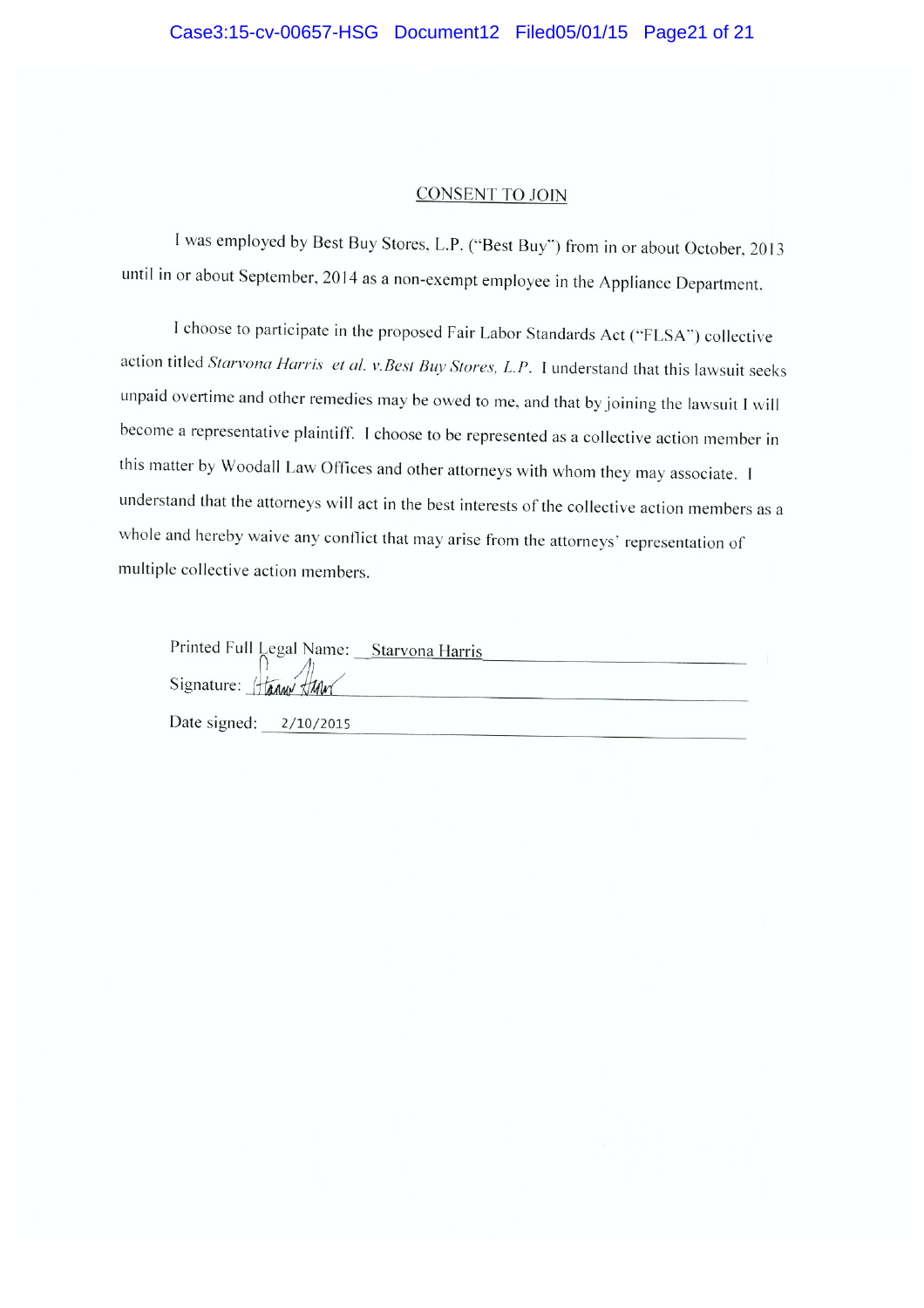## CONSENT TO JOIN

I was employed by Best Buy Stores, L.P. ("Best Buy") from in or about October, 2013 until in or about September, 2014 as a non-exempt employee in the Appliance Department.

I choose to participate in the proposed Fair Labor Standards Act ("FLSA") collective action titled *Starvona Harris et al. v.Best Buy Stores, L.P.* I understand that this lawsuit seeks unpaid overtime and other remedies may be owed to me, and that by joining the lawsuit I will become a representative plaintiff. I choose to be represented as a collective action member in this matter by Woodall Law Offices and other attorneys with whom they may associate. I understand that the attorneys will act in the best interests of the collective action members as a whole and hereby waive any conflict that may arise from the attorneys' representation of multiple collective action members.

Printed Full Legal Name: Starvona Harris

Signature: [signature]

Date signed: 2/10/2015